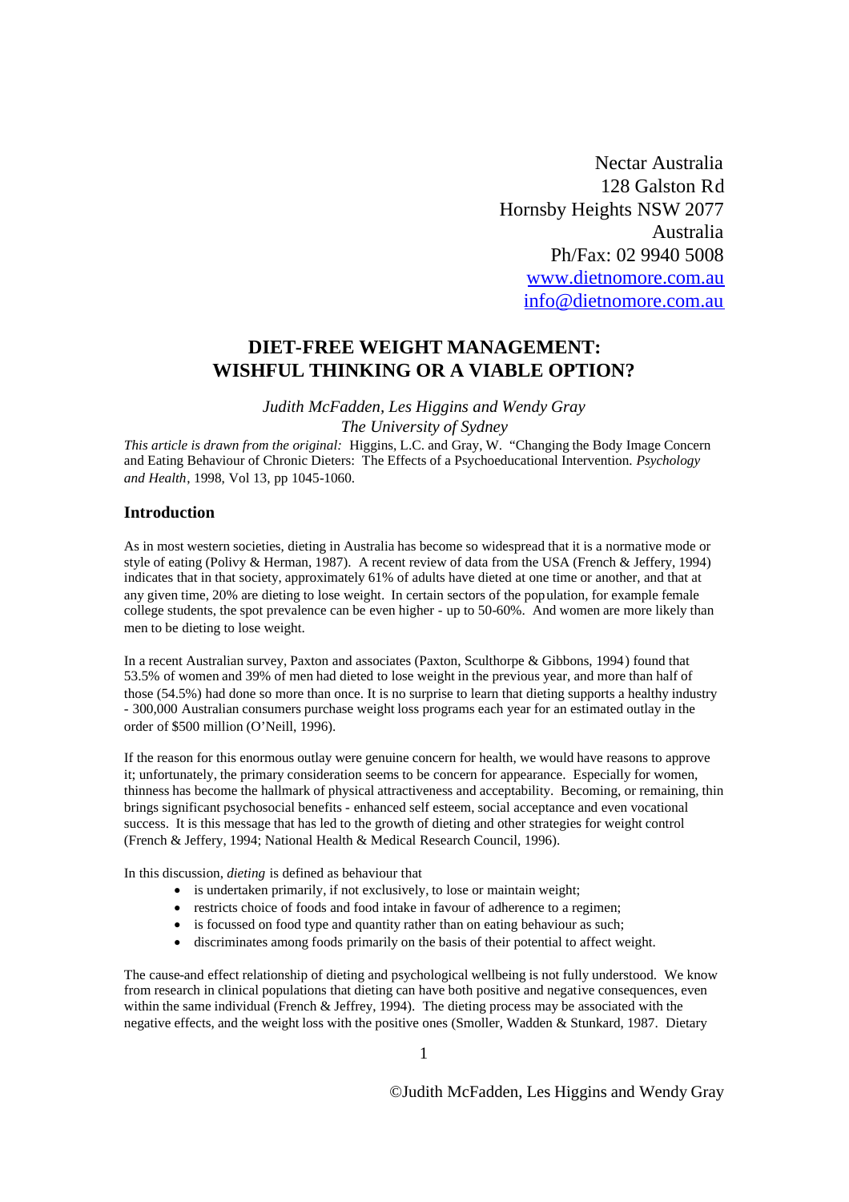Nectar Australia
128 Galston Rd
Hornsby Heights NSW 2077
Australia
Ph/Fax: 02 9940 5008
www.dietnomore.com.au
info@dietnomore.com.au

# DIET-FREE WEIGHT MANAGEMENT: WISHFUL THINKING OR A VIABLE OPTION?

*Judith McFadden, Les Higgins and Wendy Gray*
*The University of Sydney*

*This article is drawn from the original:* Higgins, L.C. and Gray, W. "Changing the Body Image Concern and Eating Behaviour of Chronic Dieters: The Effects of a Psychoeducational Intervention. *Psychology and Health*, 1998, Vol 13, pp 1045-1060.

## Introduction

As in most western societies, dieting in Australia has become so widespread that it is a normative mode or style of eating (Polivy & Herman, 1987). A recent review of data from the USA (French & Jeffery, 1994) indicates that in that society, approximately 61% of adults have dieted at one time or another, and that at any given time, 20% are dieting to lose weight. In certain sectors of the population, for example female college students, the spot prevalence can be even higher - up to 50-60%. And women are more likely than men to be dieting to lose weight.

In a recent Australian survey, Paxton and associates (Paxton, Sculthorpe & Gibbons, 1994) found that 53.5% of women and 39% of men had dieted to lose weight in the previous year, and more than half of those (54.5%) had done so more than once. It is no surprise to learn that dieting supports a healthy industry - 300,000 Australian consumers purchase weight loss programs each year for an estimated outlay in the order of $500 million (O'Neill, 1996).

If the reason for this enormous outlay were genuine concern for health, we would have reasons to approve it; unfortunately, the primary consideration seems to be concern for appearance. Especially for women, thinness has become the hallmark of physical attractiveness and acceptability. Becoming, or remaining, thin brings significant psychosocial benefits - enhanced self esteem, social acceptance and even vocational success. It is this message that has led to the growth of dieting and other strategies for weight control (French & Jeffery, 1994; National Health & Medical Research Council, 1996).

In this discussion, *dieting* is defined as behaviour that

- is undertaken primarily, if not exclusively, to lose or maintain weight;
- restricts choice of foods and food intake in favour of adherence to a regimen;
- is focussed on food type and quantity rather than on eating behaviour as such;
- discriminates among foods primarily on the basis of their potential to affect weight.

The cause-and effect relationship of dieting and psychological wellbeing is not fully understood. We know from research in clinical populations that dieting can have both positive and negative consequences, even within the same individual (French & Jeffrey, 1994). The dieting process may be associated with the negative effects, and the weight loss with the positive ones (Smoller, Wadden & Stunkard, 1987. Dietary

©Judith McFadden, Les Higgins and Wendy Gray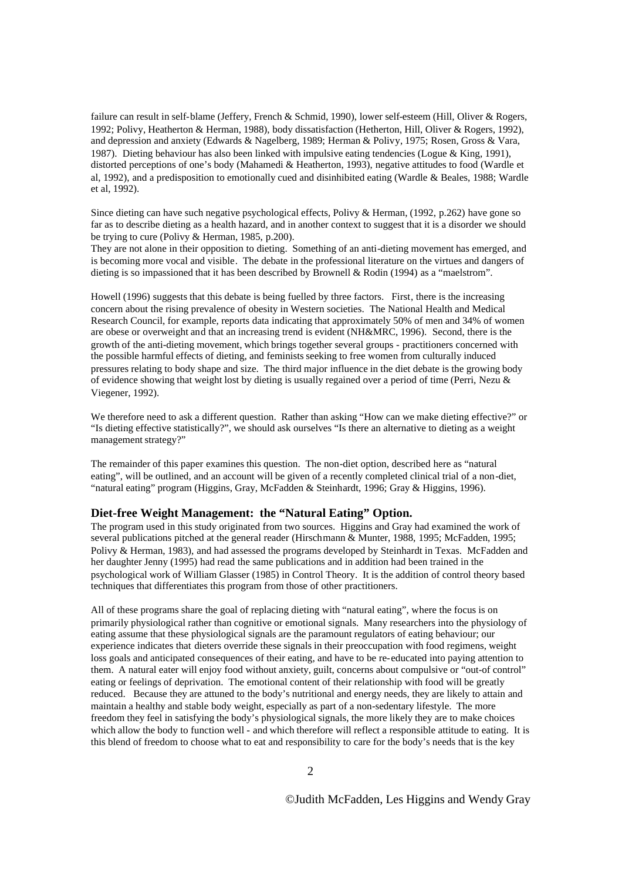failure can result in self-blame (Jeffery, French & Schmid, 1990), lower self-esteem (Hill, Oliver & Rogers, 1992; Polivy, Heatherton & Herman, 1988), body dissatisfaction (Hetherton, Hill, Oliver & Rogers, 1992), and depression and anxiety (Edwards & Nagelberg, 1989; Herman & Polivy, 1975; Rosen, Gross & Vara, 1987). Dieting behaviour has also been linked with impulsive eating tendencies (Logue & King, 1991), distorted perceptions of one's body (Mahamedi & Heatherton, 1993), negative attitudes to food (Wardle et al, 1992), and a predisposition to emotionally cued and disinhibited eating (Wardle & Beales, 1988; Wardle et al, 1992).

Since dieting can have such negative psychological effects, Polivy & Herman, (1992, p.262) have gone so far as to describe dieting as a health hazard, and in another context to suggest that it is a disorder we should be trying to cure (Polivy & Herman, 1985, p.200).
They are not alone in their opposition to dieting. Something of an anti-dieting movement has emerged, and is becoming more vocal and visible. The debate in the professional literature on the virtues and dangers of dieting is so impassioned that it has been described by Brownell & Rodin (1994) as a "maelstrom".

Howell (1996) suggests that this debate is being fuelled by three factors. First, there is the increasing concern about the rising prevalence of obesity in Western societies. The National Health and Medical Research Council, for example, reports data indicating that approximately 50% of men and 34% of women are obese or overweight and that an increasing trend is evident (NH&MRC, 1996). Second, there is the growth of the anti-dieting movement, which brings together several groups - practitioners concerned with the possible harmful effects of dieting, and feminists seeking to free women from culturally induced pressures relating to body shape and size. The third major influence in the diet debate is the growing body of evidence showing that weight lost by dieting is usually regained over a period of time (Perri, Nezu & Viegener, 1992).

We therefore need to ask a different question. Rather than asking "How can we make dieting effective?" or "Is dieting effective statistically?", we should ask ourselves "Is there an alternative to dieting as a weight management strategy?"

The remainder of this paper examines this question. The non-diet option, described here as "natural eating", will be outlined, and an account will be given of a recently completed clinical trial of a non-diet, "natural eating" program (Higgins, Gray, McFadden & Steinhardt, 1996; Gray & Higgins, 1996).

### Diet-free Weight Management: the "Natural Eating" Option.

The program used in this study originated from two sources. Higgins and Gray had examined the work of several publications pitched at the general reader (Hirschmann & Munter, 1988, 1995; McFadden, 1995; Polivy & Herman, 1983), and had assessed the programs developed by Steinhardt in Texas. McFadden and her daughter Jenny (1995) had read the same publications and in addition had been trained in the psychological work of William Glasser (1985) in Control Theory. It is the addition of control theory based techniques that differentiates this program from those of other practitioners.

All of these programs share the goal of replacing dieting with "natural eating", where the focus is on primarily physiological rather than cognitive or emotional signals. Many researchers into the physiology of eating assume that these physiological signals are the paramount regulators of eating behaviour; our experience indicates that dieters override these signals in their preoccupation with food regimens, weight loss goals and anticipated consequences of their eating, and have to be re-educated into paying attention to them. A natural eater will enjoy food without anxiety, guilt, concerns about compulsive or "out-of control" eating or feelings of deprivation. The emotional content of their relationship with food will be greatly reduced. Because they are attuned to the body's nutritional and energy needs, they are likely to attain and maintain a healthy and stable body weight, especially as part of a non-sedentary lifestyle. The more freedom they feel in satisfying the body's physiological signals, the more likely they are to make choices which allow the body to function well - and which therefore will reflect a responsible attitude to eating. It is this blend of freedom to choose what to eat and responsibility to care for the body's needs that is the key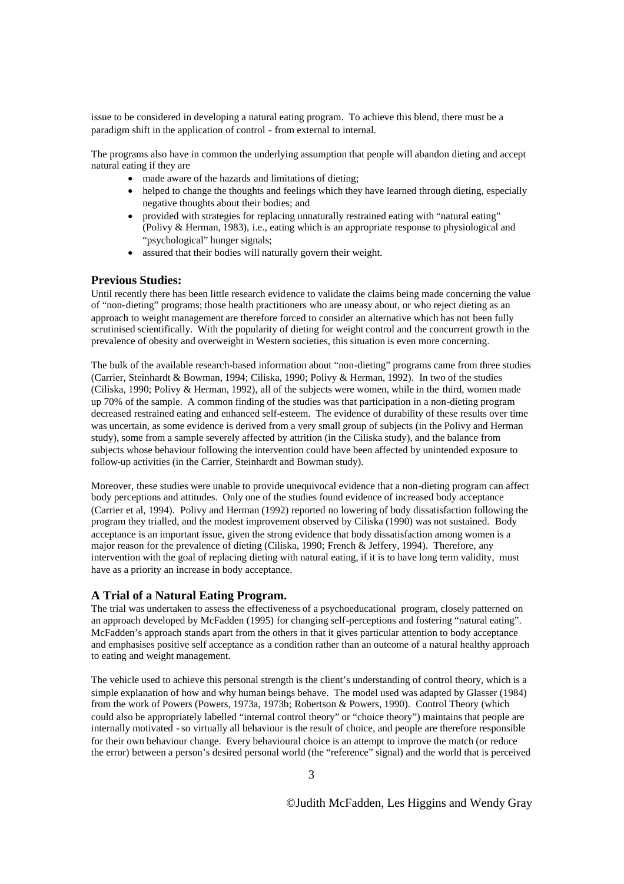issue to be considered in developing a natural eating program. To achieve this blend, there must be a paradigm shift in the application of control - from external to internal.

The programs also have in common the underlying assumption that people will abandon dieting and accept natural eating if they are

- made aware of the hazards and limitations of dieting;
- helped to change the thoughts and feelings which they have learned through dieting, especially negative thoughts about their bodies; and
- provided with strategies for replacing unnaturally restrained eating with "natural eating" (Polivy & Herman, 1983), i.e., eating which is an appropriate response to physiological and "psychological" hunger signals;
- assured that their bodies will naturally govern their weight.

## Previous Studies:

Until recently there has been little research evidence to validate the claims being made concerning the value of "non-dieting" programs; those health practitioners who are uneasy about, or who reject dieting as an approach to weight management are therefore forced to consider an alternative which has not been fully scrutinised scientifically. With the popularity of dieting for weight control and the concurrent growth in the prevalence of obesity and overweight in Western societies, this situation is even more concerning.

The bulk of the available research-based information about "non-dieting" programs came from three studies (Carrier, Steinhardt & Bowman, 1994; Ciliska, 1990; Polivy & Herman, 1992). In two of the studies (Ciliska, 1990; Polivy & Herman, 1992), all of the subjects were women, while in the third, women made up 70% of the sample. A common finding of the studies was that participation in a non-dieting program decreased restrained eating and enhanced self-esteem. The evidence of durability of these results over time was uncertain, as some evidence is derived from a very small group of subjects (in the Polivy and Herman study), some from a sample severely affected by attrition (in the Ciliska study), and the balance from subjects whose behaviour following the intervention could have been affected by unintended exposure to follow-up activities (in the Carrier, Steinhardt and Bowman study).

Moreover, these studies were unable to provide unequivocal evidence that a non-dieting program can affect body perceptions and attitudes. Only one of the studies found evidence of increased body acceptance (Carrier et al, 1994). Polivy and Herman (1992) reported no lowering of body dissatisfaction following the program they trialled, and the modest improvement observed by Ciliska (1990) was not sustained. Body acceptance is an important issue, given the strong evidence that body dissatisfaction among women is a major reason for the prevalence of dieting (Ciliska, 1990; French & Jeffery, 1994). Therefore, any intervention with the goal of replacing dieting with natural eating, if it is to have long term validity, must have as a priority an increase in body acceptance.

## A Trial of a Natural Eating Program.

The trial was undertaken to assess the effectiveness of a psychoeducational program, closely patterned on an approach developed by McFadden (1995) for changing self-perceptions and fostering "natural eating". McFadden's approach stands apart from the others in that it gives particular attention to body acceptance and emphasises positive self acceptance as a condition rather than an outcome of a natural healthy approach to eating and weight management.

The vehicle used to achieve this personal strength is the client's understanding of control theory, which is a simple explanation of how and why human beings behave. The model used was adapted by Glasser (1984) from the work of Powers (Powers, 1973a, 1973b; Robertson & Powers, 1990). Control Theory (which could also be appropriately labelled "internal control theory" or "choice theory") maintains that people are internally motivated - so virtually all behaviour is the result of choice, and people are therefore responsible for their own behaviour change. Every behavioural choice is an attempt to improve the match (or reduce the error) between a person's desired personal world (the "reference" signal) and the world that is perceived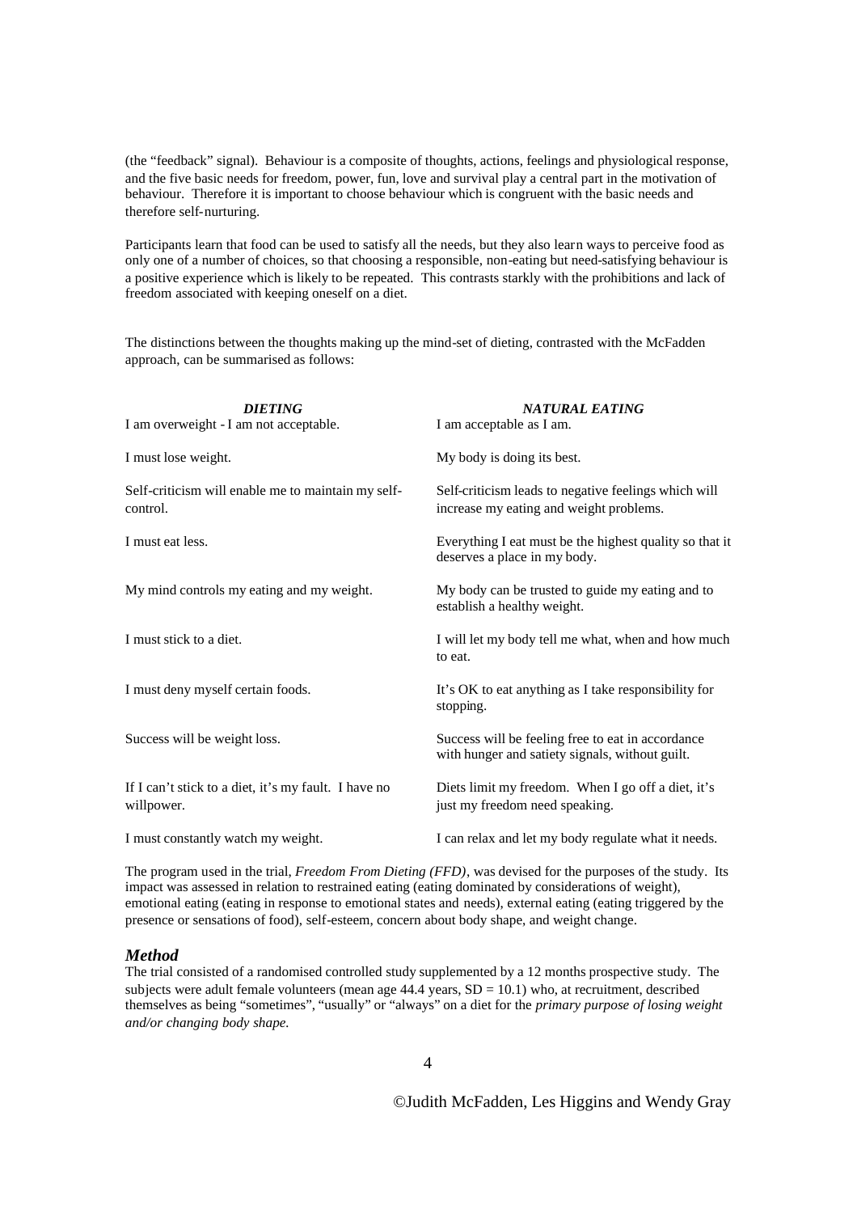(the "feedback" signal). Behaviour is a composite of thoughts, actions, feelings and physiological response, and the five basic needs for freedom, power, fun, love and survival play a central part in the motivation of behaviour. Therefore it is important to choose behaviour which is congruent with the basic needs and therefore self-nurturing.

Participants learn that food can be used to satisfy all the needs, but they also learn ways to perceive food as only one of a number of choices, so that choosing a responsible, non-eating but need-satisfying behaviour is a positive experience which is likely to be repeated. This contrasts starkly with the prohibitions and lack of freedom associated with keeping oneself on a diet.

The distinctions between the thoughts making up the mind-set of dieting, contrasted with the McFadden approach, can be summarised as follows:

| ***DIETING*** | ***NATURAL EATING*** |
|---|---|
| I am overweight - I am not acceptable. | I am acceptable as I am. |
| I must lose weight. | My body is doing its best. |
| Self-criticism will enable me to maintain my self-control. | Self-criticism leads to negative feelings which will increase my eating and weight problems. |
| I must eat less. | Everything I eat must be the highest quality so that it deserves a place in my body. |
| My mind controls my eating and my weight. | My body can be trusted to guide my eating and to establish a healthy weight. |
| I must stick to a diet. | I will let my body tell me what, when and how much to eat. |
| I must deny myself certain foods. | It's OK to eat anything as I take responsibility for stopping. |
| Success will be weight loss. | Success will be feeling free to eat in accordance with hunger and satiety signals, without guilt. |
| If I can't stick to a diet, it's my fault. I have no willpower. | Diets limit my freedom. When I go off a diet, it's just my freedom need speaking. |
| I must constantly watch my weight. | I can relax and let my body regulate what it needs. |

The program used in the trial, *Freedom From Dieting (FFD)*, was devised for the purposes of the study. Its impact was assessed in relation to restrained eating (eating dominated by considerations of weight), emotional eating (eating in response to emotional states and needs), external eating (eating triggered by the presence or sensations of food), self-esteem, concern about body shape, and weight change.

### *Method*

The trial consisted of a randomised controlled study supplemented by a 12 months prospective study. The subjects were adult female volunteers (mean age 44.4 years, SD = 10.1) who, at recruitment, described themselves as being "sometimes", "usually" or "always" on a diet for the *primary purpose of losing weight and/or changing body shape.*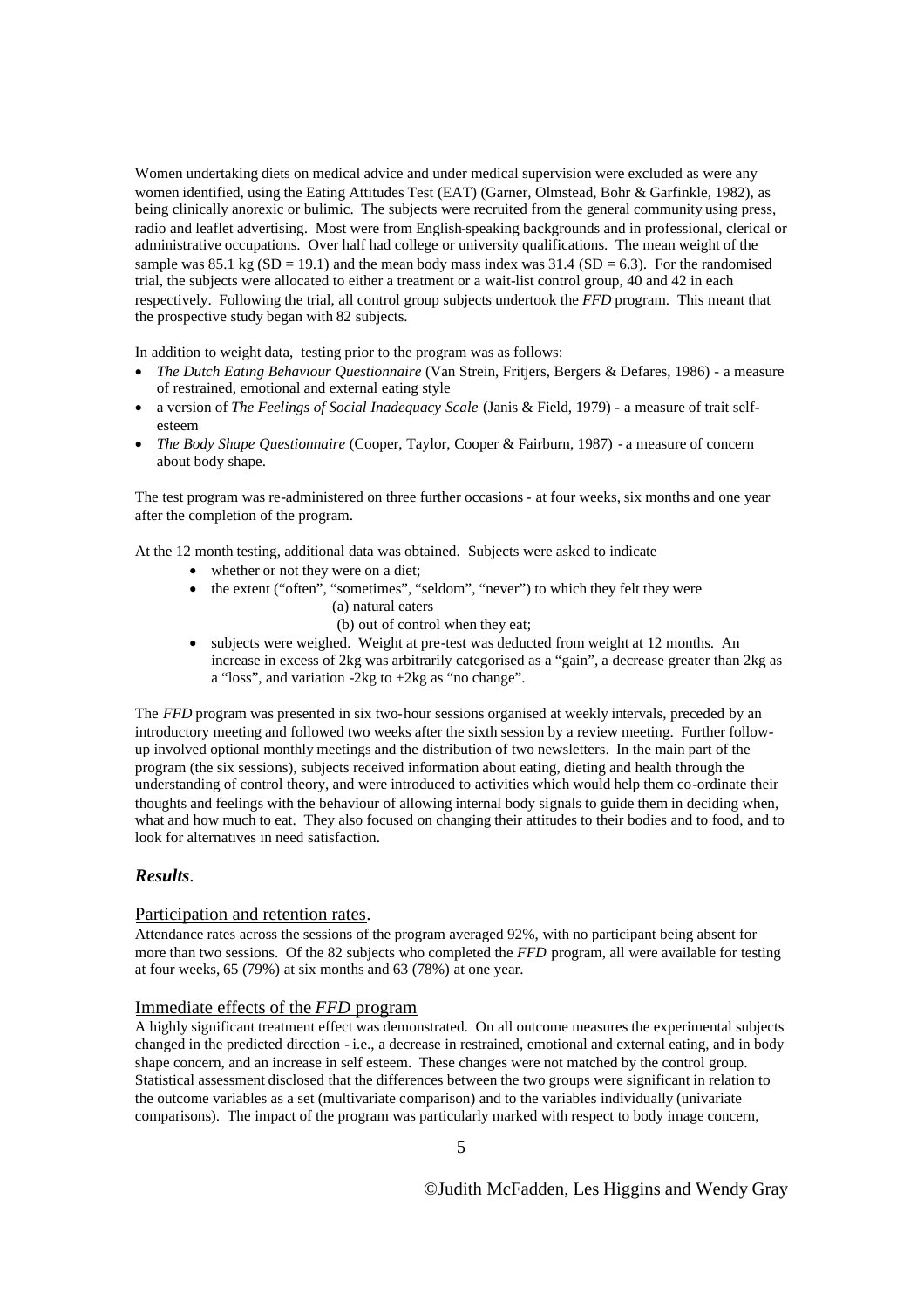Women undertaking diets on medical advice and under medical supervision were excluded as were any women identified, using the Eating Attitudes Test (EAT) (Garner, Olmstead, Bohr & Garfinkle, 1982), as being clinically anorexic or bulimic. The subjects were recruited from the general community using press, radio and leaflet advertising. Most were from English-speaking backgrounds and in professional, clerical or administrative occupations. Over half had college or university qualifications. The mean weight of the sample was 85.1 kg (SD = 19.1) and the mean body mass index was 31.4 (SD = 6.3). For the randomised trial, the subjects were allocated to either a treatment or a wait-list control group, 40 and 42 in each respectively. Following the trial, all control group subjects undertook the *FFD* program. This meant that the prospective study began with 82 subjects.

In addition to weight data, testing prior to the program was as follows:

- *The Dutch Eating Behaviour Questionnaire* (Van Strein, Fritjers, Bergers & Defares, 1986) - a measure of restrained, emotional and external eating style
- a version of *The Feelings of Social Inadequacy Scale* (Janis & Field, 1979) - a measure of trait self-esteem
- *The Body Shape Questionnaire* (Cooper, Taylor, Cooper & Fairburn, 1987) - a measure of concern about body shape.

The test program was re-administered on three further occasions - at four weeks, six months and one year after the completion of the program.

At the 12 month testing, additional data was obtained. Subjects were asked to indicate

- whether or not they were on a diet;
- the extent ("often", "sometimes", "seldom", "never") to which they felt they were
  (a) natural eaters
  (b) out of control when they eat;
- subjects were weighed. Weight at pre-test was deducted from weight at 12 months. An increase in excess of 2kg was arbitrarily categorised as a "gain", a decrease greater than 2kg as a "loss", and variation -2kg to +2kg as "no change".

The *FFD* program was presented in six two-hour sessions organised at weekly intervals, preceded by an introductory meeting and followed two weeks after the sixth session by a review meeting. Further follow-up involved optional monthly meetings and the distribution of two newsletters. In the main part of the program (the six sessions), subjects received information about eating, dieting and health through the understanding of control theory, and were introduced to activities which would help them co-ordinate their thoughts and feelings with the behaviour of allowing internal body signals to guide them in deciding when, what and how much to eat. They also focused on changing their attitudes to their bodies and to food, and to look for alternatives in need satisfaction.

### *Results*.

#### Participation and retention rates.

Attendance rates across the sessions of the program averaged 92%, with no participant being absent for more than two sessions. Of the 82 subjects who completed the *FFD* program, all were available for testing at four weeks, 65 (79%) at six months and 63 (78%) at one year.

#### Immediate effects of the *FFD* program

A highly significant treatment effect was demonstrated. On all outcome measures the experimental subjects changed in the predicted direction - i.e., a decrease in restrained, emotional and external eating, and in body shape concern, and an increase in self esteem. These changes were not matched by the control group. Statistical assessment disclosed that the differences between the two groups were significant in relation to the outcome variables as a set (multivariate comparison) and to the variables individually (univariate comparisons). The impact of the program was particularly marked with respect to body image concern,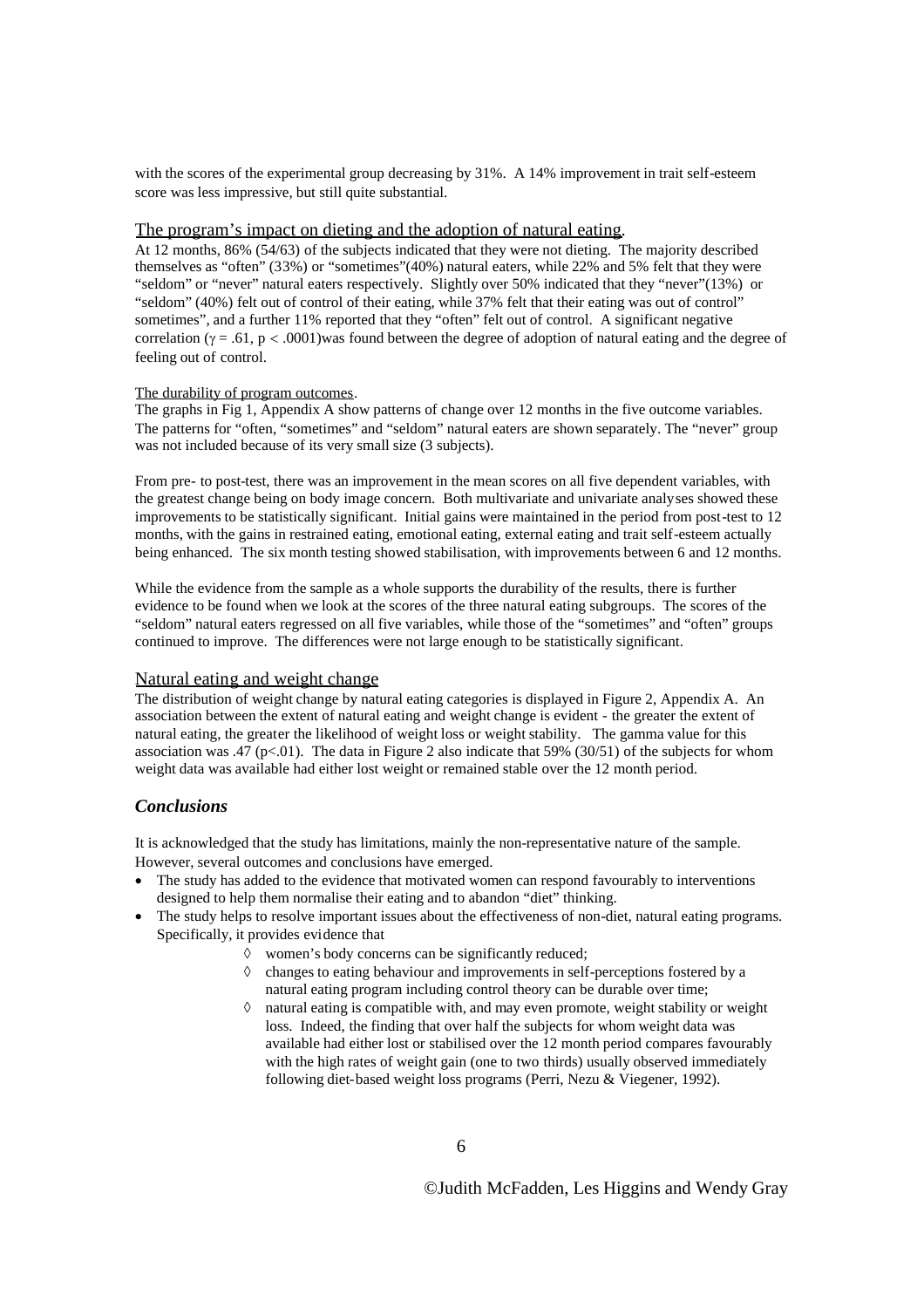with the scores of the experimental group decreasing by 31%. A 14% improvement in trait self-esteem score was less impressive, but still quite substantial.

## The program's impact on dieting and the adoption of natural eating.

At 12 months, 86% (54/63) of the subjects indicated that they were not dieting. The majority described themselves as "often" (33%) or "sometimes"(40%) natural eaters, while 22% and 5% felt that they were "seldom" or "never" natural eaters respectively. Slightly over 50% indicated that they "never"(13%) or "seldom" (40%) felt out of control of their eating, while 37% felt that their eating was out of control" sometimes", and a further 11% reported that they "often" felt out of control. A significant negative correlation ($\gamma = .61$, $p < .0001$)was found between the degree of adoption of natural eating and the degree of feeling out of control.

### The durability of program outcomes.

The graphs in Fig 1, Appendix A show patterns of change over 12 months in the five outcome variables. The patterns for "often, "sometimes" and "seldom" natural eaters are shown separately. The "never" group was not included because of its very small size (3 subjects).

From pre- to post-test, there was an improvement in the mean scores on all five dependent variables, with the greatest change being on body image concern. Both multivariate and univariate analyses showed these improvements to be statistically significant. Initial gains were maintained in the period from post-test to 12 months, with the gains in restrained eating, emotional eating, external eating and trait self-esteem actually being enhanced. The six month testing showed stabilisation, with improvements between 6 and 12 months.

While the evidence from the sample as a whole supports the durability of the results, there is further evidence to be found when we look at the scores of the three natural eating subgroups. The scores of the "seldom" natural eaters regressed on all five variables, while those of the "sometimes" and "often" groups continued to improve. The differences were not large enough to be statistically significant.

## Natural eating and weight change

The distribution of weight change by natural eating categories is displayed in Figure 2, Appendix A. An association between the extent of natural eating and weight change is evident - the greater the extent of natural eating, the greater the likelihood of weight loss or weight stability. The gamma value for this association was .47 ($p<.01$). The data in Figure 2 also indicate that 59% (30/51) of the subjects for whom weight data was available had either lost weight or remained stable over the 12 month period.

## *Conclusions*

It is acknowledged that the study has limitations, mainly the non-representative nature of the sample. However, several outcomes and conclusions have emerged.

- The study has added to the evidence that motivated women can respond favourably to interventions designed to help them normalise their eating and to abandon "diet" thinking.
- The study helps to resolve important issues about the effectiveness of non-diet, natural eating programs. Specifically, it provides evidence that
  - ◊ women's body concerns can be significantly reduced;
  - ◊ changes to eating behaviour and improvements in self-perceptions fostered by a natural eating program including control theory can be durable over time;
  - ◊ natural eating is compatible with, and may even promote, weight stability or weight loss. Indeed, the finding that over half the subjects for whom weight data was available had either lost or stabilised over the 12 month period compares favourably with the high rates of weight gain (one to two thirds) usually observed immediately following diet-based weight loss programs (Perri, Nezu & Viegener, 1992).

©Judith McFadden, Les Higgins and Wendy Gray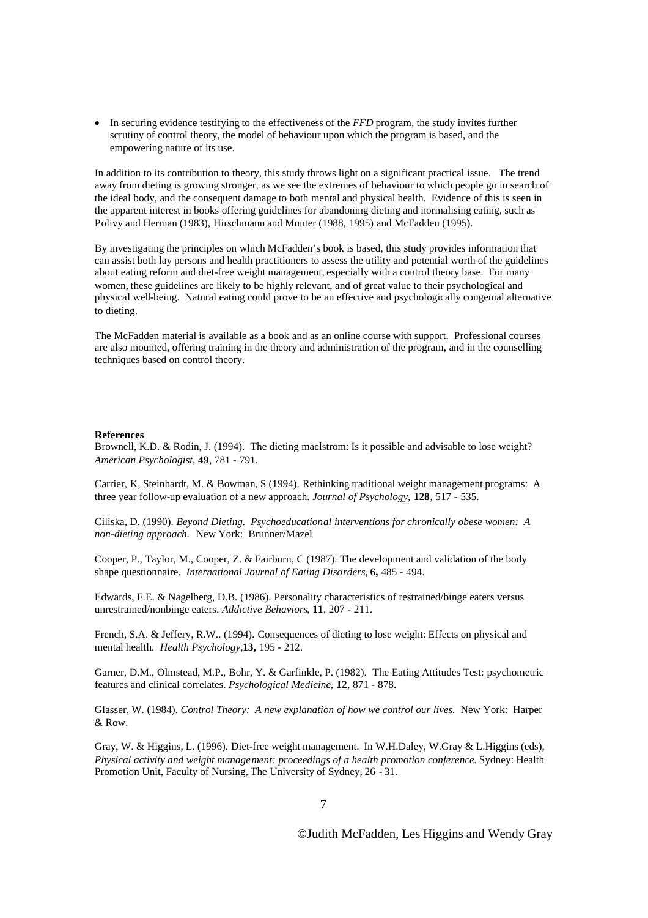- In securing evidence testifying to the effectiveness of the *FFD* program, the study invites further scrutiny of control theory, the model of behaviour upon which the program is based, and the empowering nature of its use.

In addition to its contribution to theory, this study throws light on a significant practical issue. The trend away from dieting is growing stronger, as we see the extremes of behaviour to which people go in search of the ideal body, and the consequent damage to both mental and physical health. Evidence of this is seen in the apparent interest in books offering guidelines for abandoning dieting and normalising eating, such as Polivy and Herman (1983), Hirschmann and Munter (1988, 1995) and McFadden (1995).

By investigating the principles on which McFadden's book is based, this study provides information that can assist both lay persons and health practitioners to assess the utility and potential worth of the guidelines about eating reform and diet-free weight management, especially with a control theory base. For many women, these guidelines are likely to be highly relevant, and of great value to their psychological and physical well-being. Natural eating could prove to be an effective and psychologically congenial alternative to dieting.

The McFadden material is available as a book and as an online course with support. Professional courses are also mounted, offering training in the theory and administration of the program, and in the counselling techniques based on control theory.

**References**

Brownell, K.D. & Rodin, J. (1994). The dieting maelstrom: Is it possible and advisable to lose weight? *American Psychologist*, **49**, 781 - 791.

Carrier, K, Steinhardt, M. & Bowman, S (1994). Rethinking traditional weight management programs: A three year follow-up evaluation of a new approach. *Journal of Psychology,* **128**, 517 - 535.

Ciliska, D. (1990). *Beyond Dieting. Psychoeducational interventions for chronically obese women: A non-dieting approach.* New York: Brunner/Mazel

Cooper, P., Taylor, M., Cooper, Z. & Fairburn, C (1987). The development and validation of the body shape questionnaire. *International Journal of Eating Disorders,* **6,** 485 - 494.

Edwards, F.E. & Nagelberg, D.B. (1986). Personality characteristics of restrained/binge eaters versus unrestrained/nonbinge eaters. *Addictive Behaviors*, **11**, 207 - 211.

French, S.A. & Jeffery, R.W.. (1994). Consequences of dieting to lose weight: Effects on physical and mental health. *Health Psychology*,**13,** 195 - 212.

Garner, D.M., Olmstead, M.P., Bohr, Y. & Garfinkle, P. (1982). The Eating Attitudes Test: psychometric features and clinical correlates. *Psychological Medicine,* **12**, 871 - 878.

Glasser, W. (1984). *Control Theory: A new explanation of how we control our lives.* New York: Harper & Row.

Gray, W. & Higgins, L. (1996). Diet-free weight management. In W.H.Daley, W.Gray & L.Higgins (eds), *Physical activity and weight management: proceedings of a health promotion conference.* Sydney: Health Promotion Unit, Faculty of Nursing, The University of Sydney, 26 - 31.

©Judith McFadden, Les Higgins and Wendy Gray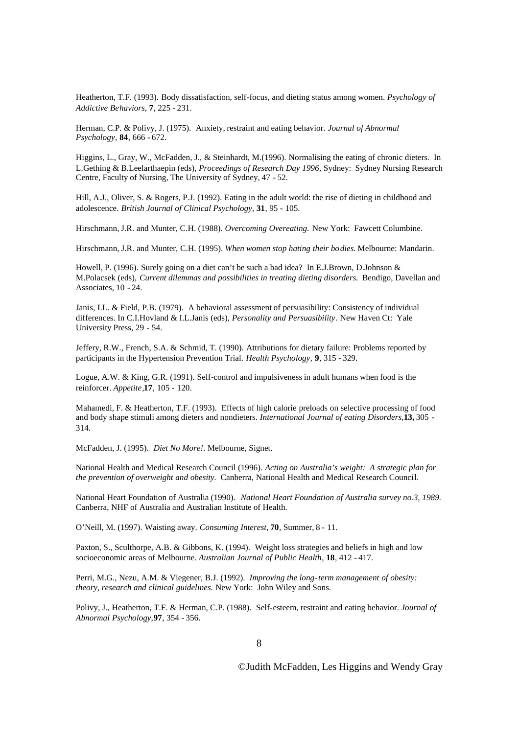Heatherton, T.F. (1993). Body dissatisfaction, self-focus, and dieting status among women. *Psychology of Addictive Behaviors,* **7**, 225 - 231.

Herman, C.P. & Polivy, J. (1975). Anxiety, restraint and eating behavior. *Journal of Abnormal Psychology*, **84**, 666 - 672.

Higgins, L., Gray, W., McFadden, J., & Steinhardt, M.(1996). Normalising the eating of chronic dieters. In L.Gething & B.Leelarthaepin (eds), *Proceedings of Research Day 1996*, Sydney: Sydney Nursing Research Centre, Faculty of Nursing, The University of Sydney, 47 - 52.

Hill, A.J., Oliver, S. & Rogers, P.J. (1992). Eating in the adult world: the rise of dieting in childhood and adolescence. *British Journal of Clinical Psychology*, **31**, 95 - 105.

Hirschmann, J.R. and Munter, C.H. (1988). *Overcoming Overeating.* New York: Fawcett Columbine.

Hirschmann, J.R. and Munter, C.H. (1995). *When women stop hating their bodies.* Melbourne: Mandarin.

Howell, P. (1996). Surely going on a diet can't be such a bad idea? In E.J.Brown, D.Johnson & M.Polacsek (eds), *Current dilemmas and possibilities in treating dieting disorders.* Bendigo, Davellan and Associates, 10 - 24.

Janis, I.L. & Field, P.B. (1979). A behavioral assessment of persuasibility: Consistency of individual differences. In C.I.Hovland & I.L.Janis (eds), *Personality and Persuasibility*. New Haven Ct: Yale University Press, 29 - 54.

Jeffery, R.W., French, S.A. & Schmid, T. (1990). Attributions for dietary failure: Problems reported by participants in the Hypertension Prevention Trial. *Health Psychology,* **9**, 315 - 329.

Logue, A.W. & King, G.R. (1991). Self-control and impulsiveness in adult humans when food is the reinforcer. *Appetite*,**17**, 105 - 120.

Mahamedi, F. & Heatherton, T.F. (1993). Effects of high calorie preloads on selective processing of food and body shape stimuli among dieters and nondieters. *International Journal of eating Disorders,***13,** 305 - 314.

McFadden, J. (1995). *Diet No More!*. Melbourne, Signet.

National Health and Medical Research Council (1996). *Acting on Australia's weight: A strategic plan for the prevention of overweight and obesity.* Canberra, National Health and Medical Research Council.

National Heart Foundation of Australia (1990). *National Heart Foundation of Australia survey no.3, 1989.* Canberra, NHF of Australia and Australian Institute of Health.

O'Neill, M. (1997). Waisting away. *Consuming Interest,* **70**, Summer, 8 - 11.

Paxton, S., Sculthorpe, A.B. & Gibbons, K. (1994). Weight loss strategies and beliefs in high and low socioeconomic areas of Melbourne. *Australian Journal of Public Health,* **18**, 412 - 417.

Perri, M.G., Nezu, A.M. & Viegener, B.J. (1992). *Improving the long-term management of obesity: theory, research and clinical guidelines.* New York: John Wiley and Sons.

Polivy, J., Heatherton, T.F. & Herman, C.P. (1988). Self-esteem, restraint and eating behavior. *Journal of Abnormal Psychology,***97**, 354 - 356.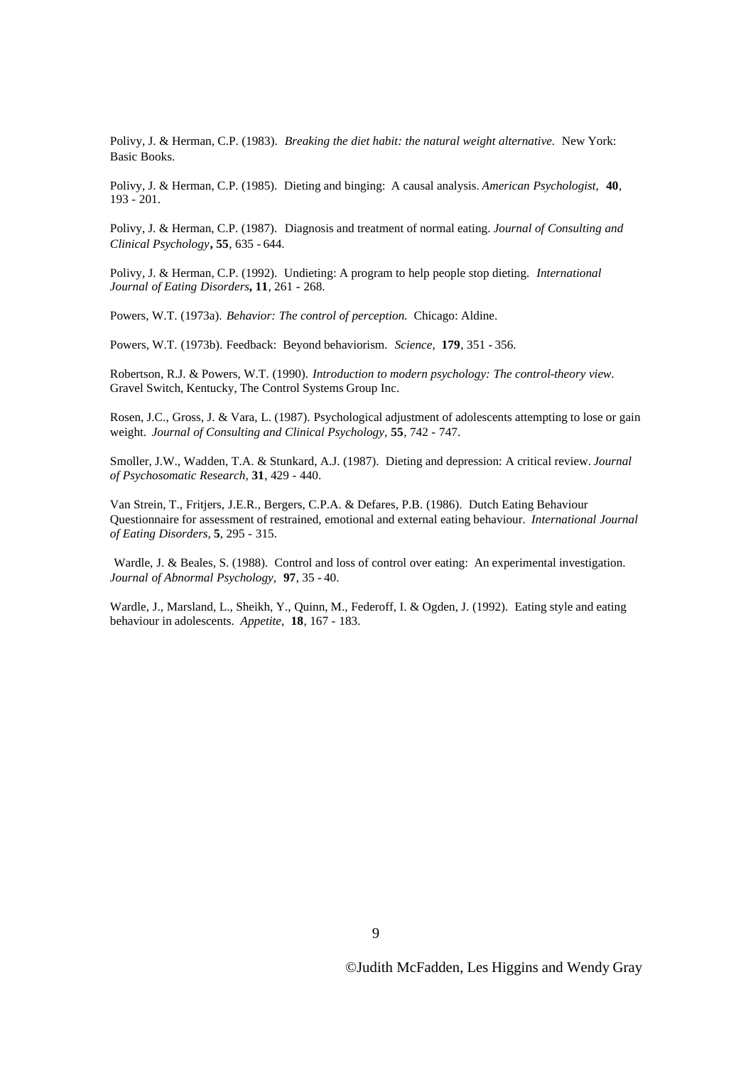Polivy, J. & Herman, C.P. (1983). *Breaking the diet habit: the natural weight alternative.* New York: Basic Books.

Polivy, J. & Herman, C.P. (1985). Dieting and binging: A causal analysis. *American Psychologist,* **40**, 193 - 201.

Polivy, J. & Herman, C.P. (1987). Diagnosis and treatment of normal eating. *Journal of Consulting and Clinical Psychology***, 55**, 635 - 644.

Polivy, J. & Herman, C.P. (1992). Undieting: A program to help people stop dieting. *International Journal of Eating Disorders***, 11**, 261 - 268.

Powers, W.T. (1973a). *Behavior: The control of perception.* Chicago: Aldine.

Powers, W.T. (1973b). Feedback: Beyond behaviorism. *Science,* **179**, 351 - 356.

Robertson, R.J. & Powers, W.T. (1990). *Introduction to modern psychology: The control-theory view*. Gravel Switch, Kentucky, The Control Systems Group Inc.

Rosen, J.C., Gross, J. & Vara, L. (1987). Psychological adjustment of adolescents attempting to lose or gain weight. *Journal of Consulting and Clinical Psychology,* **55**, 742 - 747.

Smoller, J.W., Wadden, T.A. & Stunkard, A.J. (1987). Dieting and depression: A critical review. *Journal of Psychosomatic Research,* **31**, 429 - 440.

Van Strein, T., Fritjers, J.E.R., Bergers, C.P.A. & Defares, P.B. (1986). Dutch Eating Behaviour Questionnaire for assessment of restrained, emotional and external eating behaviour. *International Journal of Eating Disorders,* **5**, 295 - 315.

Wardle, J. & Beales, S. (1988). Control and loss of control over eating: An experimental investigation. *Journal of Abnormal Psychology,* **97**, 35 - 40.

Wardle, J., Marsland, L., Sheikh, Y., Quinn, M., Federoff, I. & Ogden, J. (1992). Eating style and eating behaviour in adolescents. *Appetite,* **18**, 167 - 183.

©Judith McFadden, Les Higgins and Wendy Gray